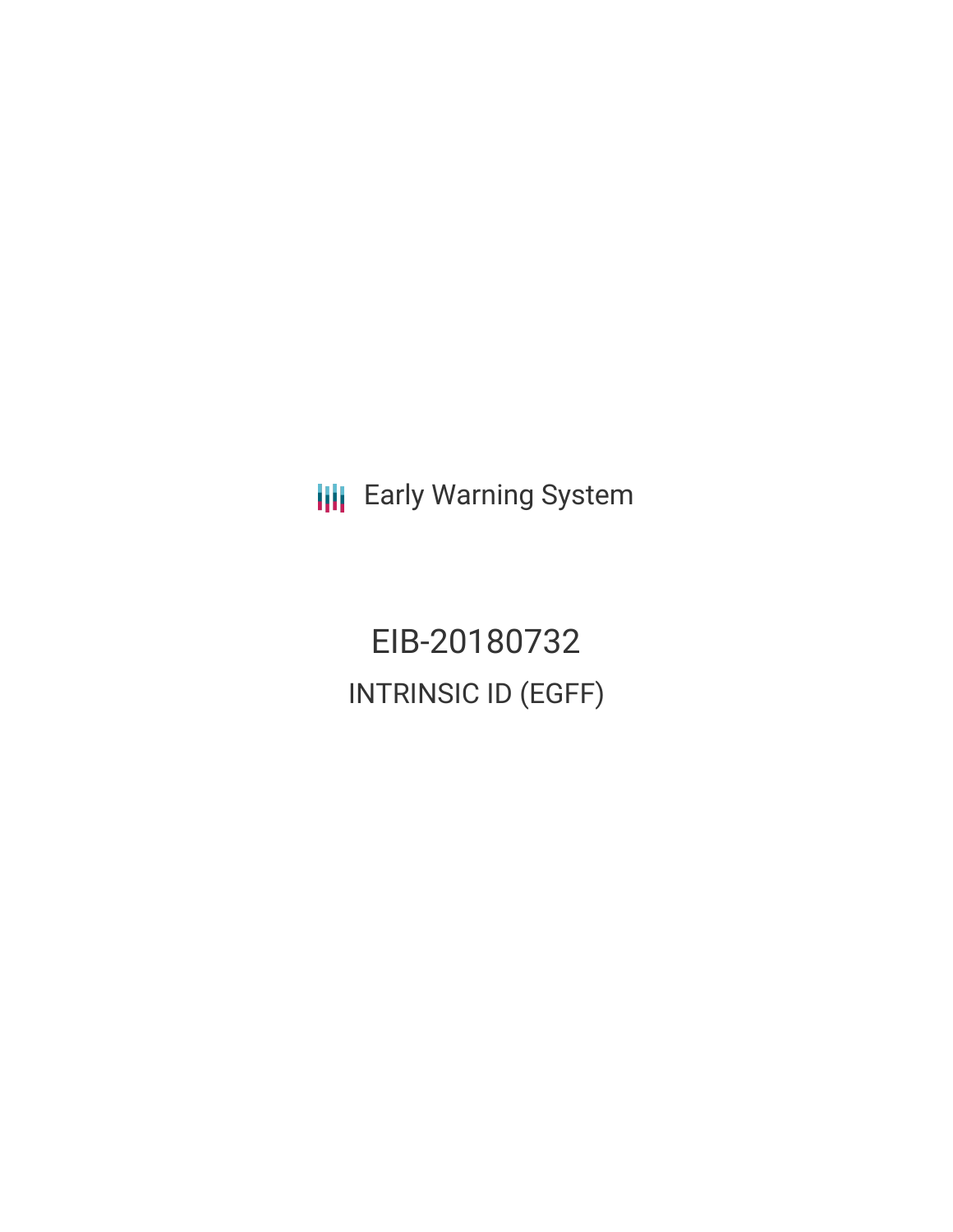Early Warning System

# EIB-20180732

## INTRINSIC ID (EGFF)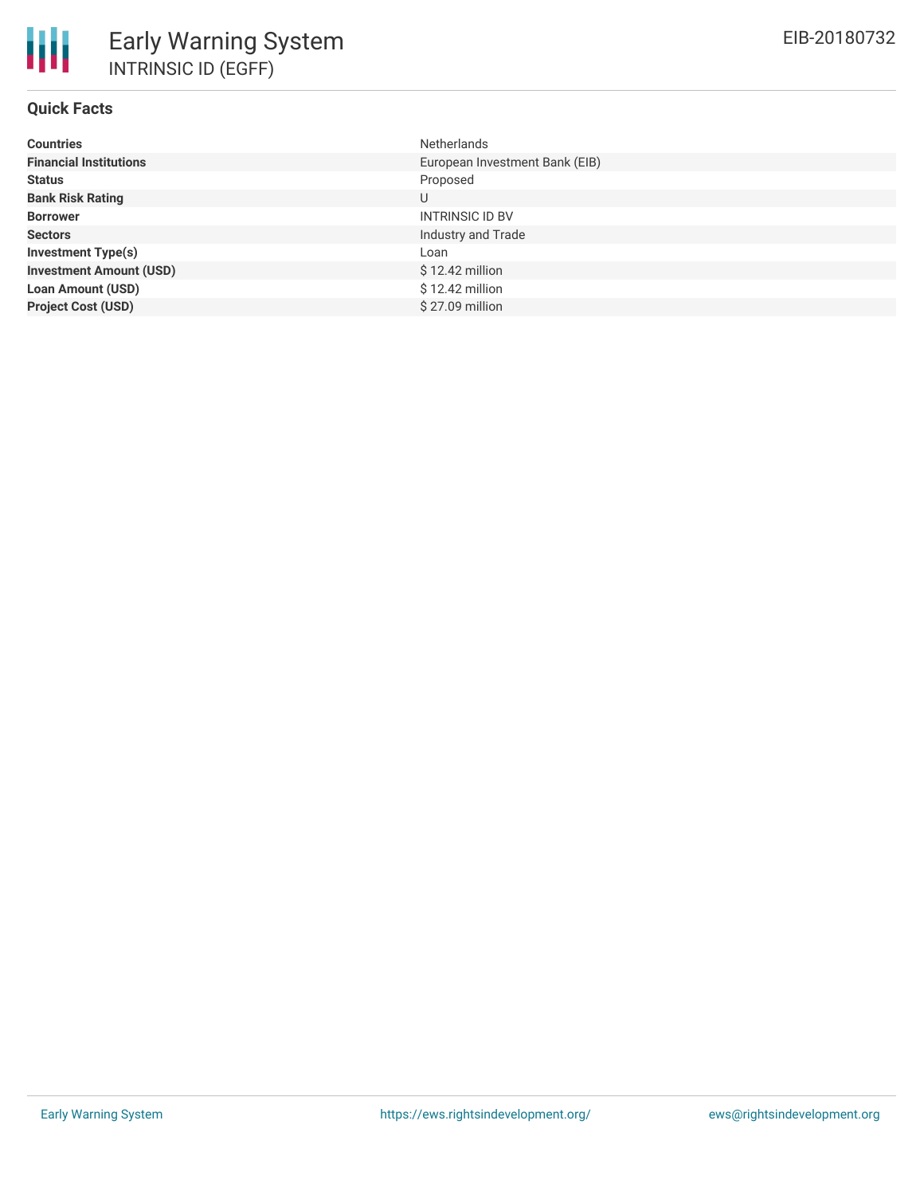# Early Warning System

INTRINSIC ID (EGFF)

EIB-20180732

## Quick Facts

| | |
|---|---|
| **Countries** | Netherlands |
| **Financial Institutions** | European Investment Bank (EIB) |
| **Status** | Proposed |
| **Bank Risk Rating** | U |
| **Borrower** | INTRINSIC ID BV |
| **Sectors** | Industry and Trade |
| **Investment Type(s)** | Loan |
| **Investment Amount (USD)** | $ 12.42 million |
| **Loan Amount (USD)** | $ 12.42 million |
| **Project Cost (USD)** | $ 27.09 million |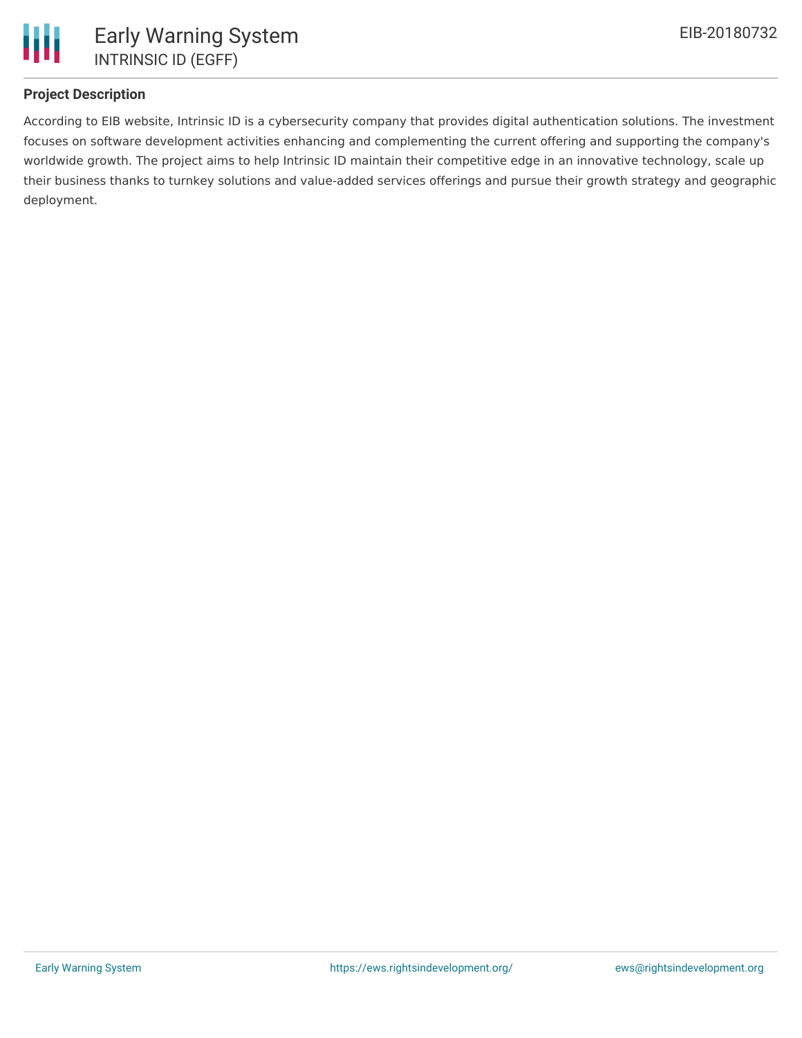## Project Description

According to EIB website, Intrinsic ID is a cybersecurity company that provides digital authentication solutions. The investment focuses on software development activities enhancing and complementing the current offering and supporting the company's worldwide growth. The project aims to help Intrinsic ID maintain their competitive edge in an innovative technology, scale up their business thanks to turnkey solutions and value-added services offerings and pursue their growth strategy and geographic deployment.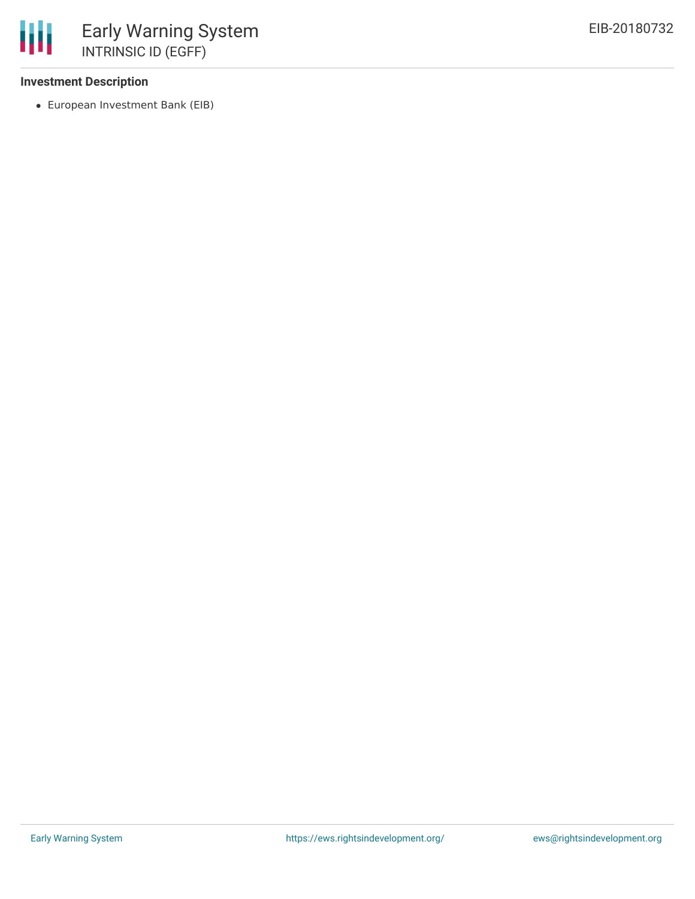**Investment Description**

- European Investment Bank (EIB)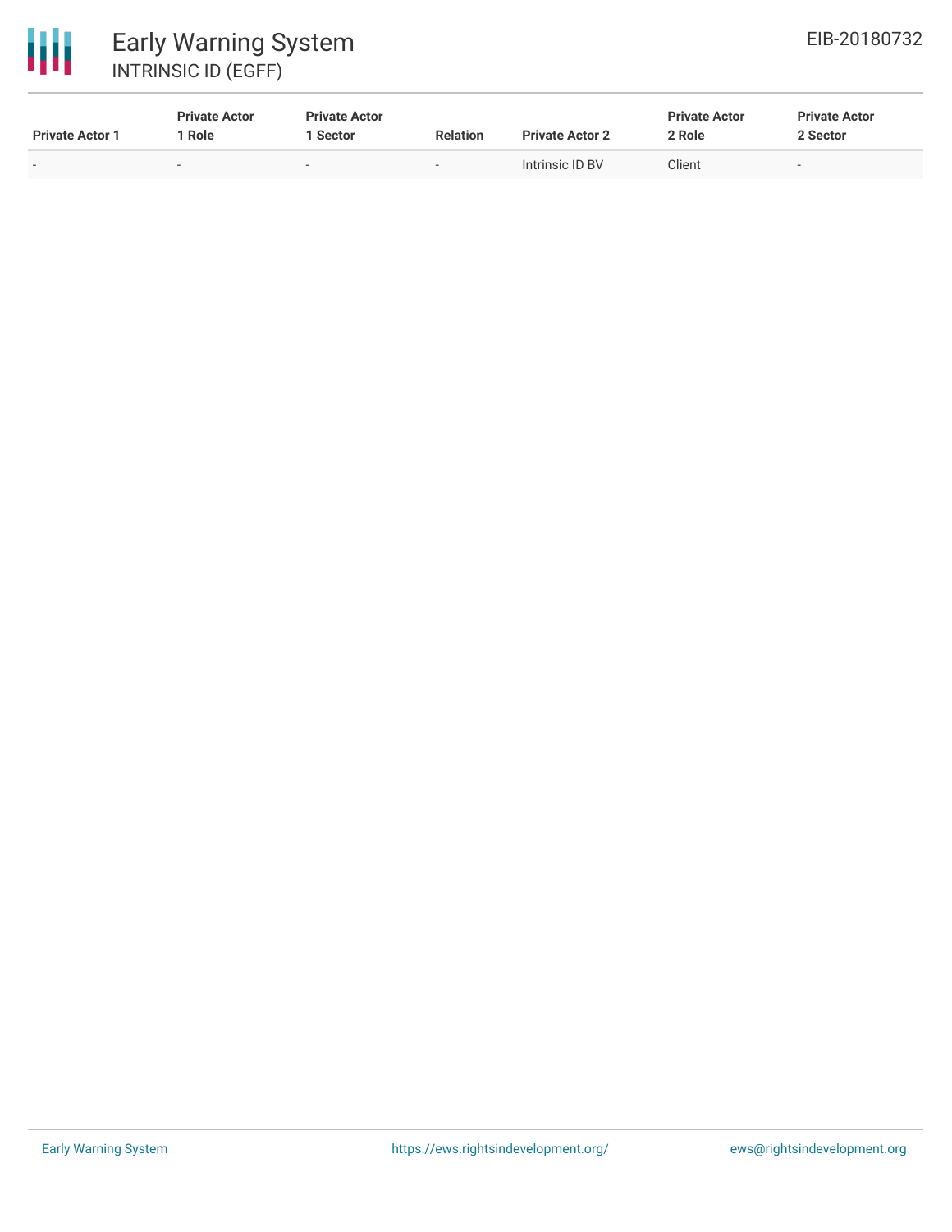| Private Actor 1 | Private Actor 1 Role | Private Actor 1 Sector | Relation | Private Actor 2 | Private Actor 2 Role | Private Actor 2 Sector |
|---|---|---|---|---|---|---|
| - | - | - | - | Intrinsic ID BV | Client | - |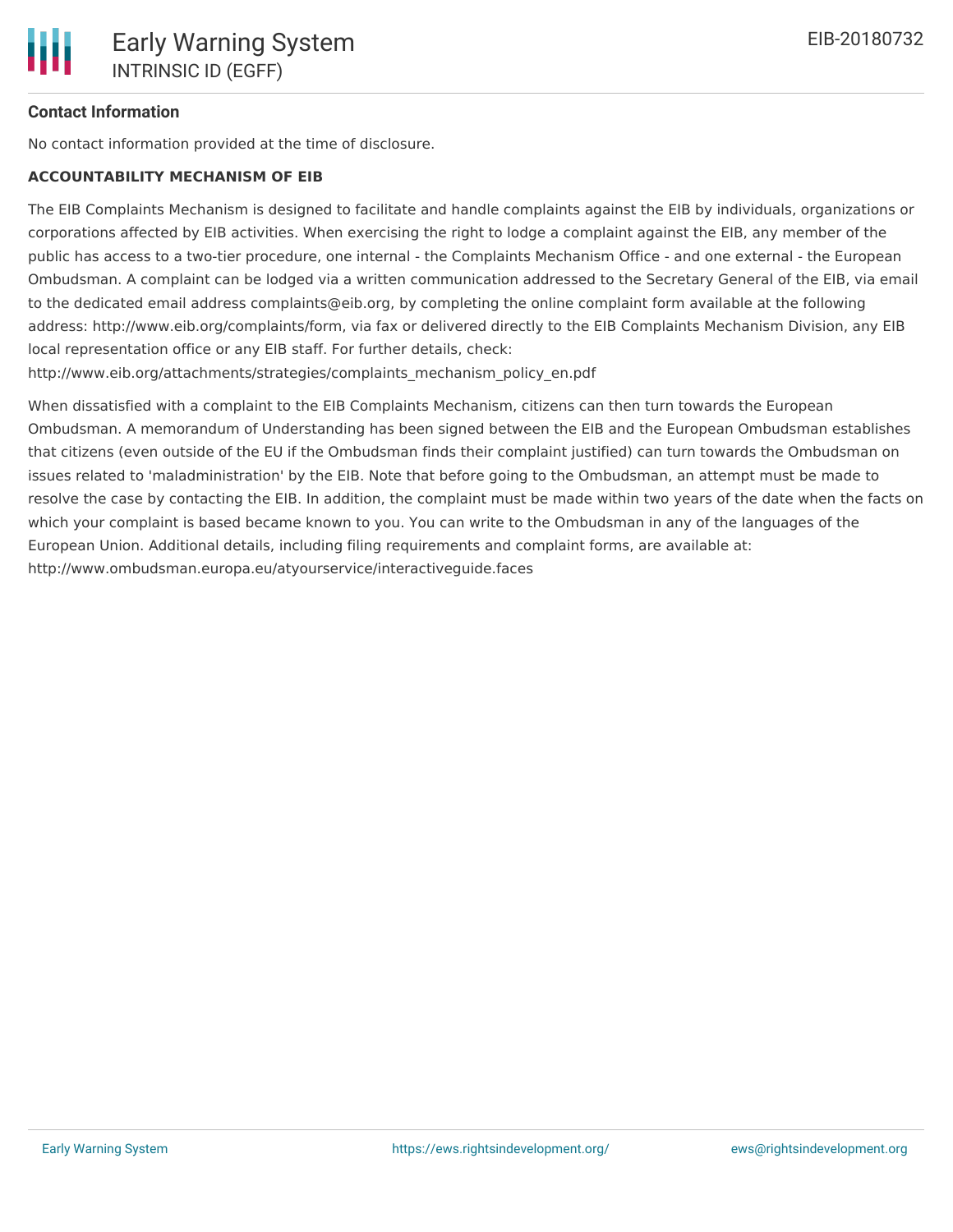### Contact Information

No contact information provided at the time of disclosure.

**ACCOUNTABILITY MECHANISM OF EIB**

The EIB Complaints Mechanism is designed to facilitate and handle complaints against the EIB by individuals, organizations or corporations affected by EIB activities. When exercising the right to lodge a complaint against the EIB, any member of the public has access to a two-tier procedure, one internal - the Complaints Mechanism Office - and one external - the European Ombudsman. A complaint can be lodged via a written communication addressed to the Secretary General of the EIB, via email to the dedicated email address complaints@eib.org, by completing the online complaint form available at the following address: http://www.eib.org/complaints/form, via fax or delivered directly to the EIB Complaints Mechanism Division, any EIB local representation office or any EIB staff. For further details, check: http://www.eib.org/attachments/strategies/complaints_mechanism_policy_en.pdf

When dissatisfied with a complaint to the EIB Complaints Mechanism, citizens can then turn towards the European Ombudsman. A memorandum of Understanding has been signed between the EIB and the European Ombudsman establishes that citizens (even outside of the EU if the Ombudsman finds their complaint justified) can turn towards the Ombudsman on issues related to 'maladministration' by the EIB. Note that before going to the Ombudsman, an attempt must be made to resolve the case by contacting the EIB. In addition, the complaint must be made within two years of the date when the facts on which your complaint is based became known to you. You can write to the Ombudsman in any of the languages of the European Union. Additional details, including filing requirements and complaint forms, are available at: http://www.ombudsman.europa.eu/atyourservice/interactiveguide.faces